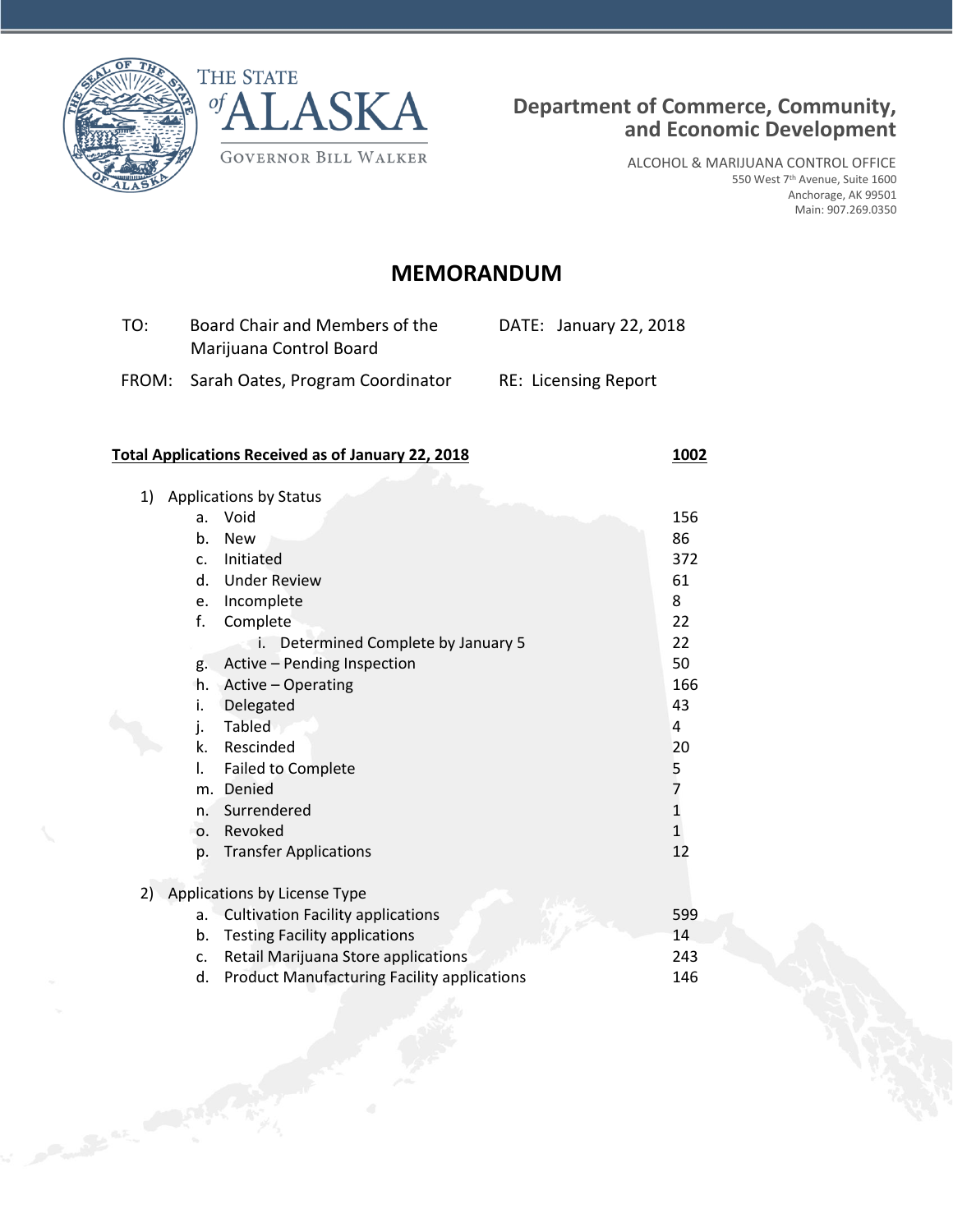THE STATE of ALASKA

GOVERNOR BILL WALKER

**Department of Commerce, Community, and Economic Development**

ALCOHOL & MARIJUANA CONTROL OFFICE
550 West 7th Avenue, Suite 1600
Anchorage, AK 99501
Main: 907.269.0350

# MEMORANDUM

| | | | |
|---|---|---|---|
| TO: | Board Chair and Members of the Marijuana Control Board | DATE: | January 22, 2018 |
| FROM: | Sarah Oates, Program Coordinator | RE: | Licensing Report |

**Total Applications Received as of January 22, 2018** — **1002**

1) Applications by Status
   a. Void — 156
   b. New — 86
   c. Initiated — 372
   d. Under Review — 61
   e. Incomplete — 8
   f. Complete — 22
      i. Determined Complete by January 5 — 22
   g. Active – Pending Inspection — 50
   h. Active – Operating — 166
   i. Delegated — 43
   j. Tabled — 4
   k. Rescinded — 20
   l. Failed to Complete — 5
   m. Denied — 7
   n. Surrendered — 1
   o. Revoked — 1
   p. Transfer Applications — 12

2) Applications by License Type
   a. Cultivation Facility applications — 599
   b. Testing Facility applications — 14
   c. Retail Marijuana Store applications — 243
   d. Product Manufacturing Facility applications — 146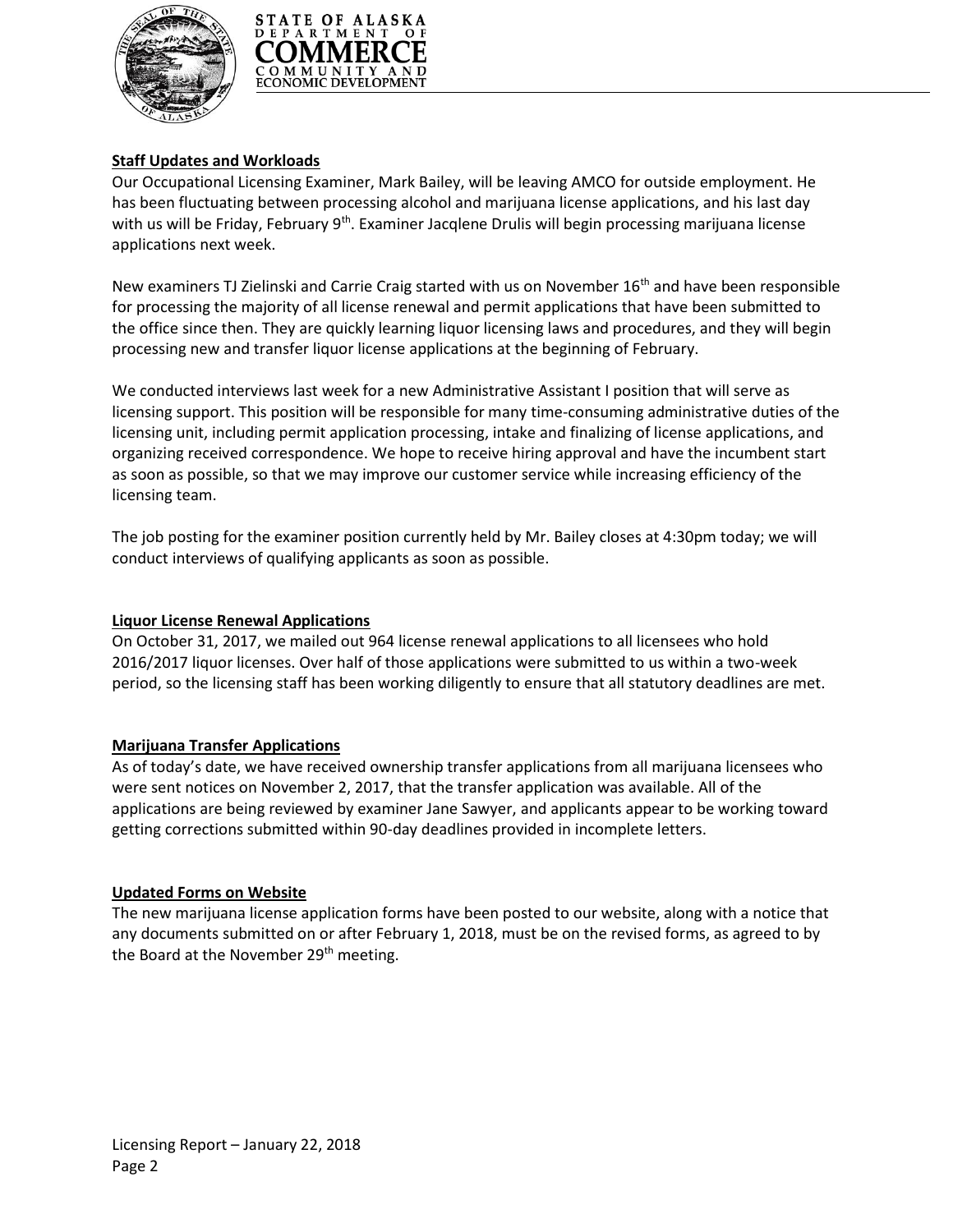## Staff Updates and Workloads

Our Occupational Licensing Examiner, Mark Bailey, will be leaving AMCO for outside employment. He has been fluctuating between processing alcohol and marijuana license applications, and his last day with us will be Friday, February 9th. Examiner Jacqlene Drulis will begin processing marijuana license applications next week.

New examiners TJ Zielinski and Carrie Craig started with us on November 16th and have been responsible for processing the majority of all license renewal and permit applications that have been submitted to the office since then. They are quickly learning liquor licensing laws and procedures, and they will begin processing new and transfer liquor license applications at the beginning of February.

We conducted interviews last week for a new Administrative Assistant I position that will serve as licensing support. This position will be responsible for many time-consuming administrative duties of the licensing unit, including permit application processing, intake and finalizing of license applications, and organizing received correspondence. We hope to receive hiring approval and have the incumbent start as soon as possible, so that we may improve our customer service while increasing efficiency of the licensing team.

The job posting for the examiner position currently held by Mr. Bailey closes at 4:30pm today; we will conduct interviews of qualifying applicants as soon as possible.

## Liquor License Renewal Applications

On October 31, 2017, we mailed out 964 license renewal applications to all licensees who hold 2016/2017 liquor licenses. Over half of those applications were submitted to us within a two-week period, so the licensing staff has been working diligently to ensure that all statutory deadlines are met.

## Marijuana Transfer Applications

As of today's date, we have received ownership transfer applications from all marijuana licensees who were sent notices on November 2, 2017, that the transfer application was available. All of the applications are being reviewed by examiner Jane Sawyer, and applicants appear to be working toward getting corrections submitted within 90-day deadlines provided in incomplete letters.

## Updated Forms on Website

The new marijuana license application forms have been posted to our website, along with a notice that any documents submitted on or after February 1, 2018, must be on the revised forms, as agreed to by the Board at the November 29th meeting.